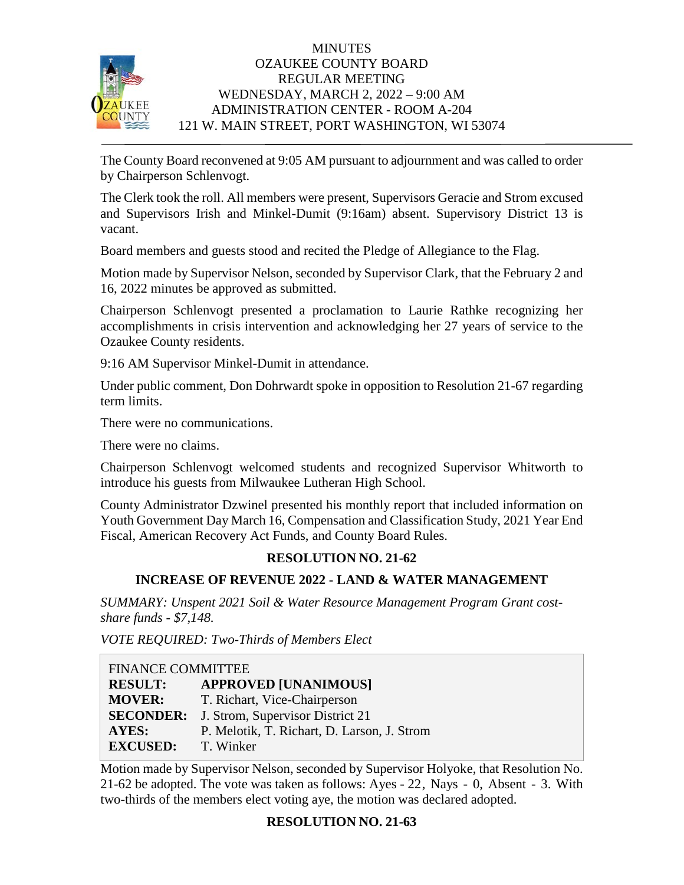# MINUTES
# OZAUKEE COUNTY BOARD
## REGULAR MEETING
## WEDNESDAY, MARCH 2, 2022 – 9:00 AM
## ADMINISTRATION CENTER - ROOM A-204
## 121 W. MAIN STREET, PORT WASHINGTON, WI 53074

The County Board reconvened at 9:05 AM pursuant to adjournment and was called to order by Chairperson Schlenvogt.

The Clerk took the roll. All members were present, Supervisors Geracie and Strom excused and Supervisors Irish and Minkel-Dumit (9:16am) absent. Supervisory District 13 is vacant.

Board members and guests stood and recited the Pledge of Allegiance to the Flag.

Motion made by Supervisor Nelson, seconded by Supervisor Clark, that the February 2 and 16, 2022 minutes be approved as submitted.

Chairperson Schlenvogt presented a proclamation to Laurie Rathke recognizing her accomplishments in crisis intervention and acknowledging her 27 years of service to the Ozaukee County residents.

9:16 AM Supervisor Minkel-Dumit in attendance.

Under public comment, Don Dohrwardt spoke in opposition to Resolution 21-67 regarding term limits.

There were no communications.

There were no claims.

Chairperson Schlenvogt welcomed students and recognized Supervisor Whitworth to introduce his guests from Milwaukee Lutheran High School.

County Administrator Dzwinel presented his monthly report that included information on Youth Government Day March 16, Compensation and Classification Study, 2021 Year End Fiscal, American Recovery Act Funds, and County Board Rules.

### RESOLUTION NO. 21-62

### INCREASE OF REVENUE 2022 - LAND & WATER MANAGEMENT

*SUMMARY: Unspent 2021 Soil & Water Resource Management Program Grant cost-share funds - $7,148.*

*VOTE REQUIRED: Two-Thirds of Members Elect*

| FINANCE COMMITTEE | |
|---|---|
| **RESULT:** | **APPROVED [UNANIMOUS]** |
| **MOVER:** | T. Richart, Vice-Chairperson |
| **SECONDER:** | J. Strom, Supervisor District 21 |
| **AYES:** | P. Melotik, T. Richart, D. Larson, J. Strom |
| **EXCUSED:** | T. Winker |

Motion made by Supervisor Nelson, seconded by Supervisor Holyoke, that Resolution No. 21-62 be adopted. The vote was taken as follows: Ayes - 22, Nays - 0, Absent - 3. With two-thirds of the members elect voting aye, the motion was declared adopted.

### RESOLUTION NO. 21-63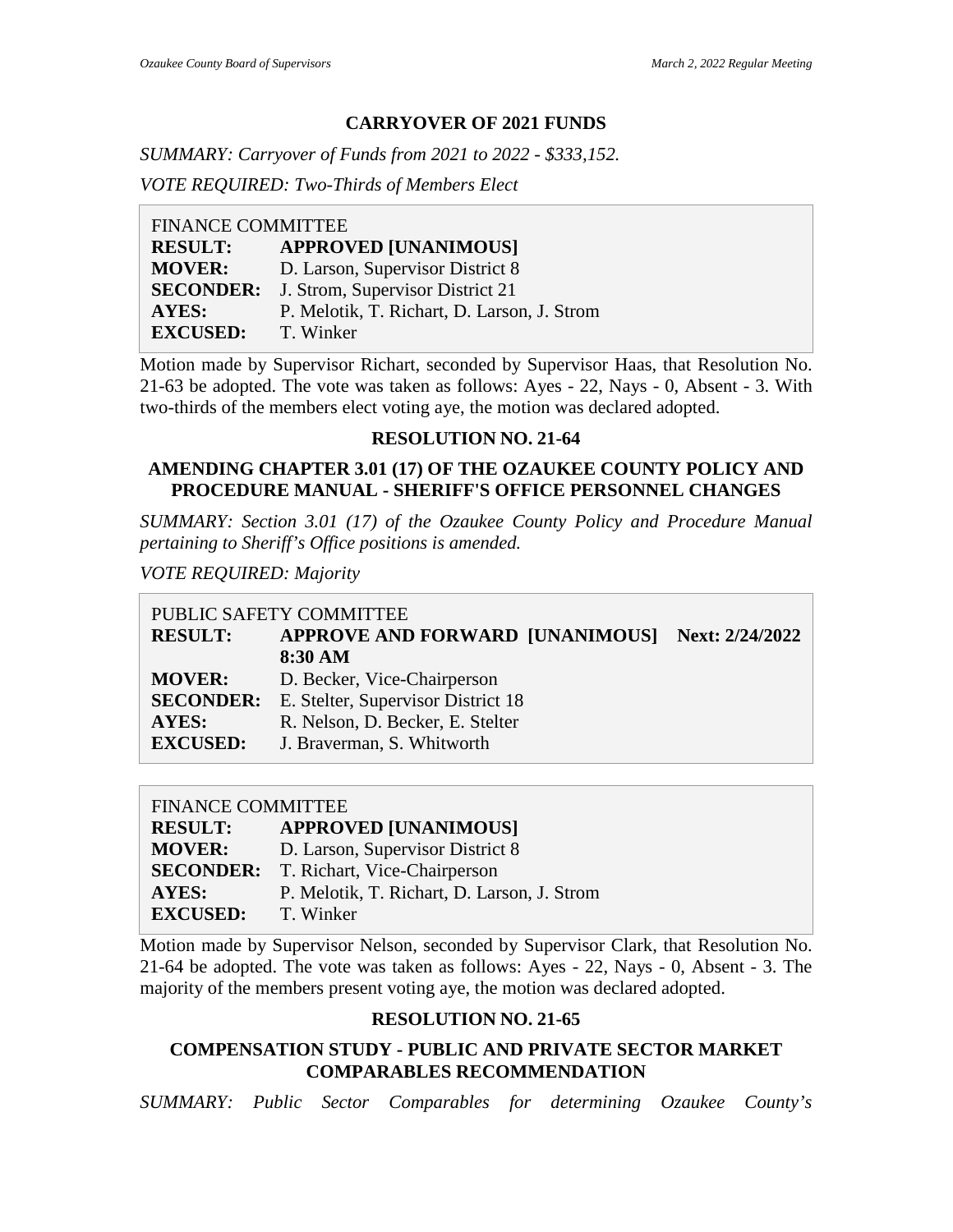## CARRYOVER OF 2021 FUNDS

*SUMMARY: Carryover of Funds from 2021 to 2022 - $333,152.*

*VOTE REQUIRED: Two-Thirds of Members Elect*

| FINANCE COMMITTEE | |
|---|---|
| **RESULT:** | **APPROVED [UNANIMOUS]** |
| **MOVER:** | D. Larson, Supervisor District 8 |
| **SECONDER:** | J. Strom, Supervisor District 21 |
| **AYES:** | P. Melotik, T. Richart, D. Larson, J. Strom |
| **EXCUSED:** | T. Winker |

Motion made by Supervisor Richart, seconded by Supervisor Haas, that Resolution No. 21-63 be adopted. The vote was taken as follows: Ayes - 22, Nays - 0, Absent - 3. With two-thirds of the members elect voting aye, the motion was declared adopted.

## RESOLUTION NO. 21-64

### AMENDING CHAPTER 3.01 (17) OF THE OZAUKEE COUNTY POLICY AND PROCEDURE MANUAL - SHERIFF'S OFFICE PERSONNEL CHANGES

*SUMMARY: Section 3.01 (17) of the Ozaukee County Policy and Procedure Manual pertaining to Sheriff's Office positions is amended.*

*VOTE REQUIRED: Majority*

| PUBLIC SAFETY COMMITTEE | | |
|---|---|---|
| **RESULT:** | **APPROVE AND FORWARD [UNANIMOUS]** | **Next: 2/24/2022 8:30 AM** |
| **MOVER:** | D. Becker, Vice-Chairperson | |
| **SECONDER:** | E. Stelter, Supervisor District 18 | |
| **AYES:** | R. Nelson, D. Becker, E. Stelter | |
| **EXCUSED:** | J. Braverman, S. Whitworth | |

| FINANCE COMMITTEE | |
|---|---|
| **RESULT:** | **APPROVED [UNANIMOUS]** |
| **MOVER:** | D. Larson, Supervisor District 8 |
| **SECONDER:** | T. Richart, Vice-Chairperson |
| **AYES:** | P. Melotik, T. Richart, D. Larson, J. Strom |
| **EXCUSED:** | T. Winker |

Motion made by Supervisor Nelson, seconded by Supervisor Clark, that Resolution No. 21-64 be adopted. The vote was taken as follows: Ayes - 22, Nays - 0, Absent - 3. The majority of the members present voting aye, the motion was declared adopted.

## RESOLUTION NO. 21-65

### COMPENSATION STUDY - PUBLIC AND PRIVATE SECTOR MARKET COMPARABLES RECOMMENDATION

*SUMMARY: Public Sector Comparables for determining Ozaukee County's*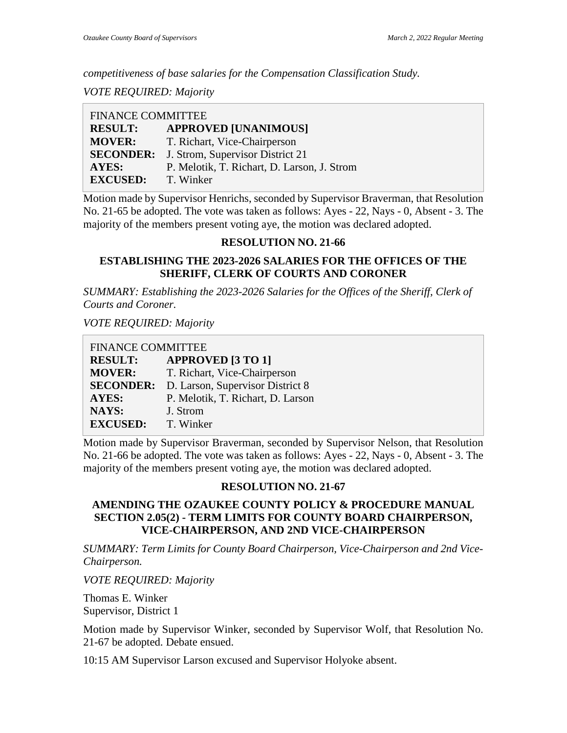*competitiveness of base salaries for the Compensation Classification Study.*

*VOTE REQUIRED: Majority*

| FINANCE COMMITTEE | |
|---|---|
| **RESULT:** | **APPROVED [UNANIMOUS]** |
| **MOVER:** | T. Richart, Vice-Chairperson |
| **SECONDER:** | J. Strom, Supervisor District 21 |
| **AYES:** | P. Melotik, T. Richart, D. Larson, J. Strom |
| **EXCUSED:** | T. Winker |

Motion made by Supervisor Henrichs, seconded by Supervisor Braverman, that Resolution No. 21-65 be adopted. The vote was taken as follows: Ayes - 22, Nays - 0, Absent - 3. The majority of the members present voting aye, the motion was declared adopted.

## RESOLUTION NO. 21-66

### ESTABLISHING THE 2023-2026 SALARIES FOR THE OFFICES OF THE SHERIFF, CLERK OF COURTS AND CORONER

*SUMMARY: Establishing the 2023-2026 Salaries for the Offices of the Sheriff, Clerk of Courts and Coroner.*

*VOTE REQUIRED: Majority*

| FINANCE COMMITTEE | |
|---|---|
| **RESULT:** | **APPROVED [3 TO 1]** |
| **MOVER:** | T. Richart, Vice-Chairperson |
| **SECONDER:** | D. Larson, Supervisor District 8 |
| **AYES:** | P. Melotik, T. Richart, D. Larson |
| **NAYS:** | J. Strom |
| **EXCUSED:** | T. Winker |

Motion made by Supervisor Braverman, seconded by Supervisor Nelson, that Resolution No. 21-66 be adopted. The vote was taken as follows: Ayes - 22, Nays - 0, Absent - 3. The majority of the members present voting aye, the motion was declared adopted.

## RESOLUTION NO. 21-67

### AMENDING THE OZAUKEE COUNTY POLICY & PROCEDURE MANUAL SECTION 2.05(2) - TERM LIMITS FOR COUNTY BOARD CHAIRPERSON, VICE-CHAIRPERSON, AND 2ND VICE-CHAIRPERSON

*SUMMARY: Term Limits for County Board Chairperson, Vice-Chairperson and 2nd Vice-Chairperson.*

*VOTE REQUIRED: Majority*

Thomas E. Winker
Supervisor, District 1

Motion made by Supervisor Winker, seconded by Supervisor Wolf, that Resolution No. 21-67 be adopted. Debate ensued.

10:15 AM Supervisor Larson excused and Supervisor Holyoke absent.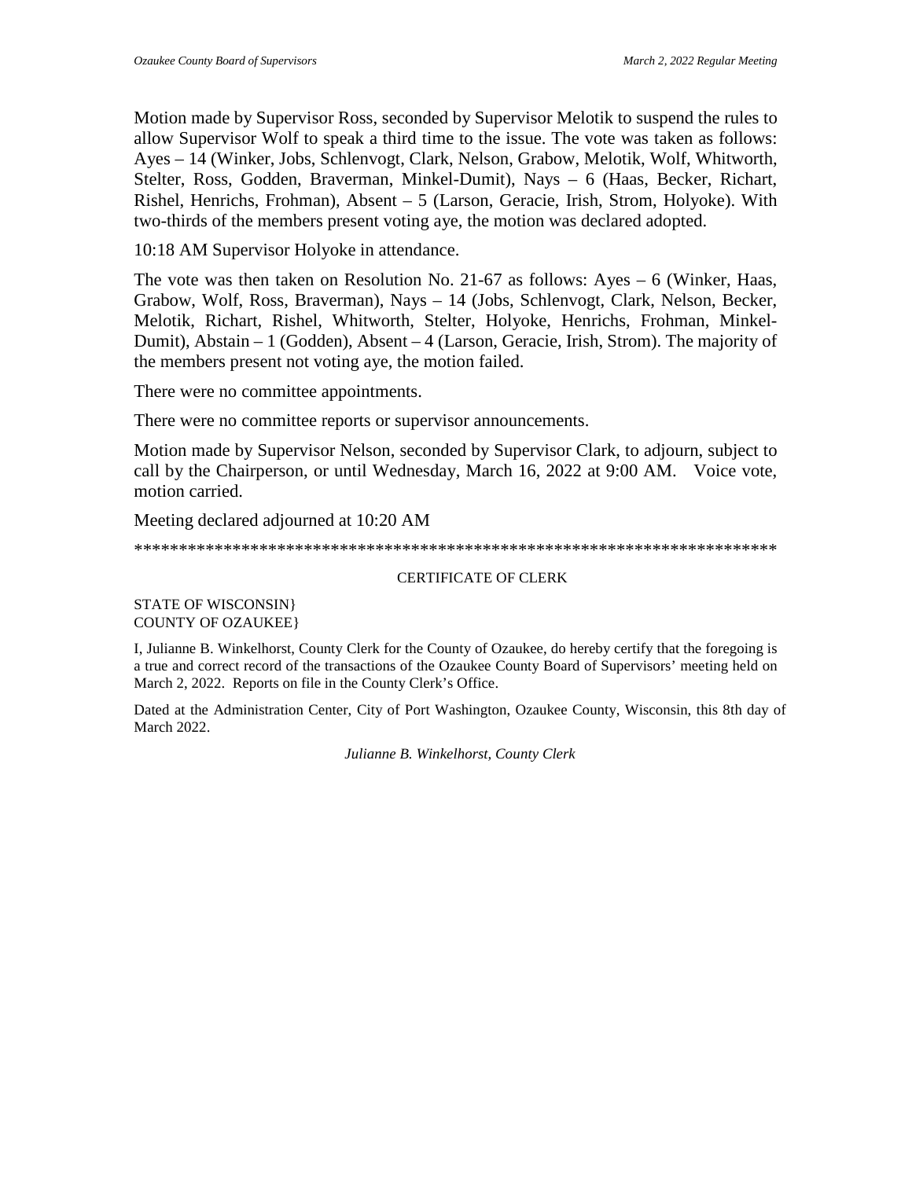Motion made by Supervisor Ross, seconded by Supervisor Melotik to suspend the rules to allow Supervisor Wolf to speak a third time to the issue. The vote was taken as follows: Ayes – 14 (Winker, Jobs, Schlenvogt, Clark, Nelson, Grabow, Melotik, Wolf, Whitworth, Stelter, Ross, Godden, Braverman, Minkel-Dumit), Nays – 6 (Haas, Becker, Richart, Rishel, Henrichs, Frohman), Absent – 5 (Larson, Geracie, Irish, Strom, Holyoke). With two-thirds of the members present voting aye, the motion was declared adopted.

10:18 AM Supervisor Holyoke in attendance.

The vote was then taken on Resolution No. 21-67 as follows: Ayes – 6 (Winker, Haas, Grabow, Wolf, Ross, Braverman), Nays – 14 (Jobs, Schlenvogt, Clark, Nelson, Becker, Melotik, Richart, Rishel, Whitworth, Stelter, Holyoke, Henrichs, Frohman, Minkel-Dumit), Abstain – 1 (Godden), Absent – 4 (Larson, Geracie, Irish, Strom). The majority of the members present not voting aye, the motion failed.

There were no committee appointments.

There were no committee reports or supervisor announcements.

Motion made by Supervisor Nelson, seconded by Supervisor Clark, to adjourn, subject to call by the Chairperson, or until Wednesday, March 16, 2022 at 9:00 AM. Voice vote, motion carried.

Meeting declared adjourned at 10:20 AM

*************************************************************************

CERTIFICATE OF CLERK

STATE OF WISCONSIN}
COUNTY OF OZAUKEE}

I, Julianne B. Winkelhorst, County Clerk for the County of Ozaukee, do hereby certify that the foregoing is a true and correct record of the transactions of the Ozaukee County Board of Supervisors' meeting held on March 2, 2022. Reports on file in the County Clerk's Office.

Dated at the Administration Center, City of Port Washington, Ozaukee County, Wisconsin, this 8th day of March 2022.

*Julianne B. Winkelhorst, County Clerk*